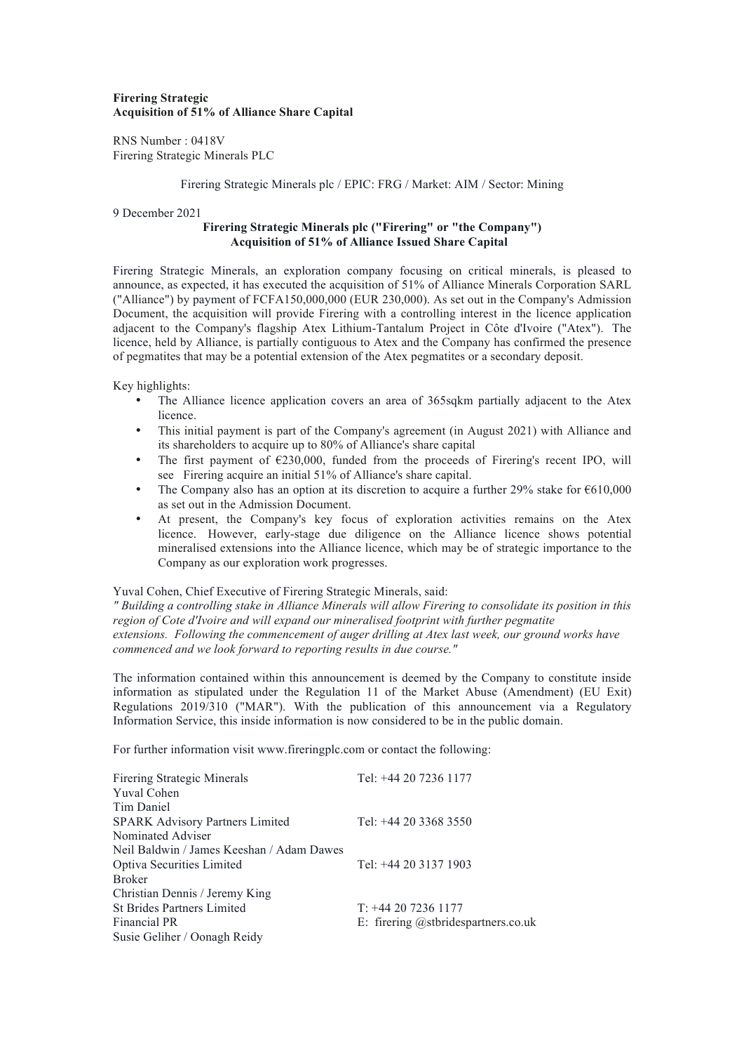**Firering Strategic**
**Acquisition of 51% of Alliance Share Capital**

RNS Number : 0418V
Firering Strategic Minerals PLC

Firering Strategic Minerals plc / EPIC: FRG / Market: AIM / Sector: Mining

9 December 2021

**Firering Strategic Minerals plc ("Firering" or "the Company")**
**Acquisition of 51% of Alliance Issued Share Capital**

Firering Strategic Minerals, an exploration company focusing on critical minerals, is pleased to announce, as expected, it has executed the acquisition of 51% of Alliance Minerals Corporation SARL ("Alliance") by payment of FCFA150,000,000 (EUR 230,000). As set out in the Company's Admission Document, the acquisition will provide Firering with a controlling interest in the licence application adjacent to the Company's flagship Atex Lithium-Tantalum Project in Côte d'Ivoire ("Atex"). The licence, held by Alliance, is partially contiguous to Atex and the Company has confirmed the presence of pegmatites that may be a potential extension of the Atex pegmatites or a secondary deposit.

Key highlights:

- The Alliance licence application covers an area of 365sqkm partially adjacent to the Atex licence.
- This initial payment is part of the Company's agreement (in August 2021) with Alliance and its shareholders to acquire up to 80% of Alliance's share capital
- The first payment of €230,000, funded from the proceeds of Firering's recent IPO, will see Firering acquire an initial 51% of Alliance's share capital.
- The Company also has an option at its discretion to acquire a further 29% stake for €610,000 as set out in the Admission Document.
- At present, the Company's key focus of exploration activities remains on the Atex licence. However, early-stage due diligence on the Alliance licence shows potential mineralised extensions into the Alliance licence, which may be of strategic importance to the Company as our exploration work progresses.

Yuval Cohen, Chief Executive of Firering Strategic Minerals, said:

*" Building a controlling stake in Alliance Minerals will allow Firering to consolidate its position in this region of Cote d'Ivoire and will expand our mineralised footprint with further pegmatite extensions. Following the commencement of auger drilling at Atex last week, our ground works have commenced and we look forward to reporting results in due course."*

The information contained within this announcement is deemed by the Company to constitute inside information as stipulated under the Regulation 11 of the Market Abuse (Amendment) (EU Exit) Regulations 2019/310 ("MAR"). With the publication of this announcement via a Regulatory Information Service, this inside information is now considered to be in the public domain.

For further information visit www.fireringplc.com or contact the following:

| | |
|---|---|
| Firering Strategic Minerals<br>Yuval Cohen<br>Tim Daniel | Tel: +44 20 7236 1177 |
| SPARK Advisory Partners Limited<br>Nominated Adviser<br>Neil Baldwin / James Keeshan / Adam Dawes | Tel: +44 20 3368 3550 |
| Optiva Securities Limited<br>Broker<br>Christian Dennis / Jeremy King | Tel: +44 20 3137 1903 |
| St Brides Partners Limited<br>Financial PR<br>Susie Geliher / Oonagh Reidy | T: +44 20 7236 1177<br>E: firering @stbridespartners.co.uk |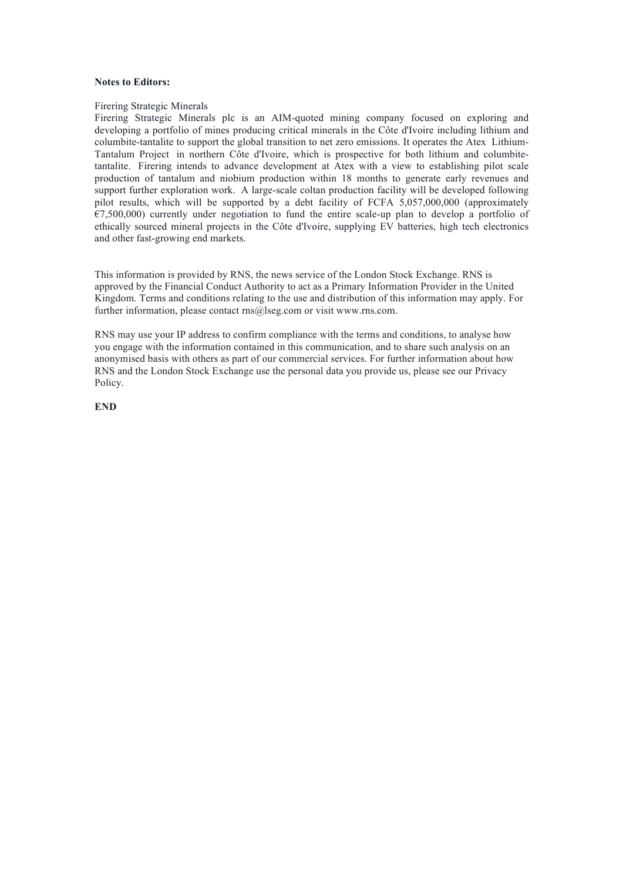**Notes to Editors:**

Firering Strategic Minerals

Firering Strategic Minerals plc is an AIM-quoted mining company focused on exploring and developing a portfolio of mines producing critical minerals in the Côte d'Ivoire including lithium and columbite-tantalite to support the global transition to net zero emissions. It operates the Atex Lithium-Tantalum Project in northern Côte d'Ivoire, which is prospective for both lithium and columbite-tantalite. Firering intends to advance development at Atex with a view to establishing pilot scale production of tantalum and niobium production within 18 months to generate early revenues and support further exploration work. A large-scale coltan production facility will be developed following pilot results, which will be supported by a debt facility of FCFA 5,057,000,000 (approximately €7,500,000) currently under negotiation to fund the entire scale-up plan to develop a portfolio of ethically sourced mineral projects in the Côte d'Ivoire, supplying EV batteries, high tech electronics and other fast-growing end markets.

This information is provided by RNS, the news service of the London Stock Exchange. RNS is approved by the Financial Conduct Authority to act as a Primary Information Provider in the United Kingdom. Terms and conditions relating to the use and distribution of this information may apply. For further information, please contact rns@lseg.com or visit www.rns.com.

RNS may use your IP address to confirm compliance with the terms and conditions, to analyse how you engage with the information contained in this communication, and to share such analysis on an anonymised basis with others as part of our commercial services. For further information about how RNS and the London Stock Exchange use the personal data you provide us, please see our Privacy Policy.

**END**